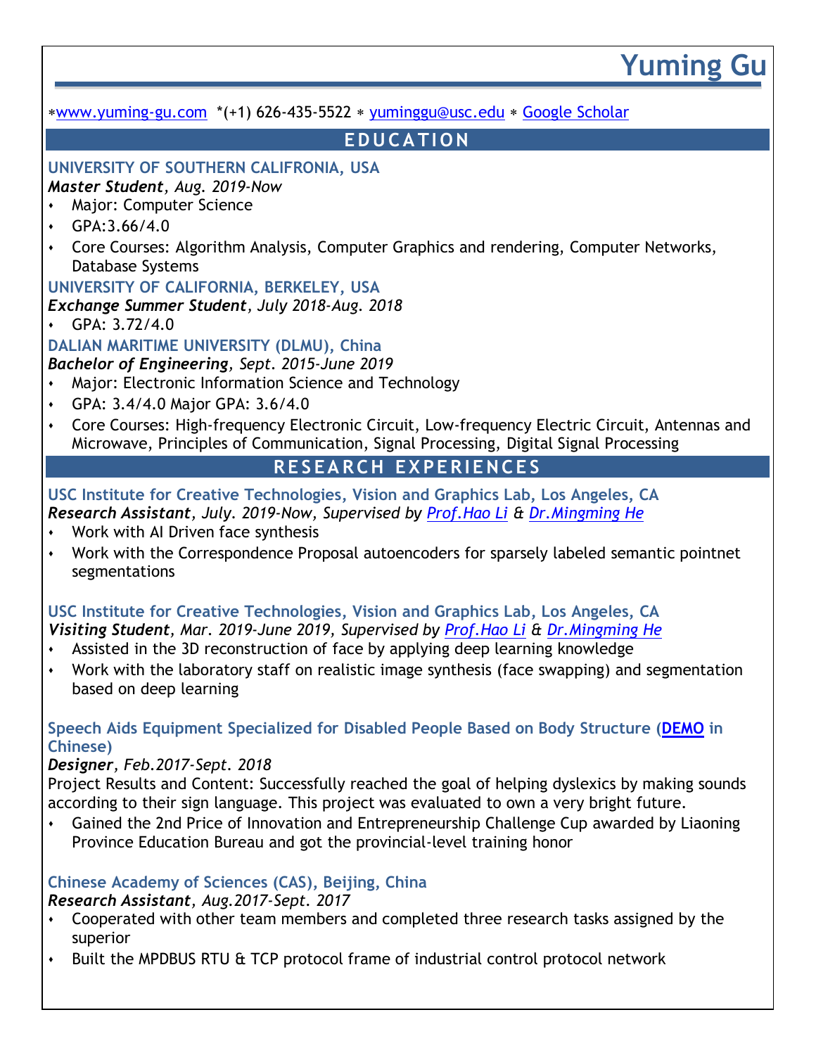# Yuming Gu

∗www.yuming-gu.com *(+1) 626-435-5522 ∗ yuminggu@usc.edu ∗ Google Scholar

## EDUCATION

### UNIVERSITY OF SOUTHERN CALIFRONIA, USA

***Master Student**, Aug. 2019-Now*

- Major: Computer Science
- GPA:3.66/4.0
- Core Courses: Algorithm Analysis, Computer Graphics and rendering, Computer Networks, Database Systems

### UNIVERSITY OF CALIFORNIA, BERKELEY, USA

***Exchange Summer Student**, July 2018-Aug. 2018*

- GPA: 3.72/4.0

### DALIAN MARITIME UNIVERSITY (DLMU), China

***Bachelor of Engineering**, Sept. 2015-June 2019*

- Major: Electronic Information Science and Technology
- GPA: 3.4/4.0 Major GPA: 3.6/4.0
- Core Courses: High-frequency Electronic Circuit, Low-frequency Electric Circuit, Antennas and Microwave, Principles of Communication, Signal Processing, Digital Signal Processing

## RESEARCH EXPERIENCES

### USC Institute for Creative Technologies, Vision and Graphics Lab, Los Angeles, CA

***Research Assistant**, July. 2019-Now, Supervised by Prof.Hao Li & Dr.Mingming He*

- Work with AI Driven face synthesis
- Work with the Correspondence Proposal autoencoders for sparsely labeled semantic pointnet segmentations

### USC Institute for Creative Technologies, Vision and Graphics Lab, Los Angeles, CA

***Visiting Student**, Mar. 2019-June 2019, Supervised by Prof.Hao Li & Dr.Mingming He*

- Assisted in the 3D reconstruction of face by applying deep learning knowledge
- Work with the laboratory staff on realistic image synthesis (face swapping) and segmentation based on deep learning

### Speech Aids Equipment Specialized for Disabled People Based on Body Structure (DEMO in Chinese)

***Designer**, Feb.2017-Sept. 2018*

Project Results and Content: Successfully reached the goal of helping dyslexics by making sounds according to their sign language. This project was evaluated to own a very bright future.

- Gained the 2nd Price of Innovation and Entrepreneurship Challenge Cup awarded by Liaoning Province Education Bureau and got the provincial-level training honor

### Chinese Academy of Sciences (CAS), Beijing, China

***Research Assistant**, Aug.2017-Sept. 2017*

- Cooperated with other team members and completed three research tasks assigned by the superior
- Built the MPDBUS RTU & TCP protocol frame of industrial control protocol network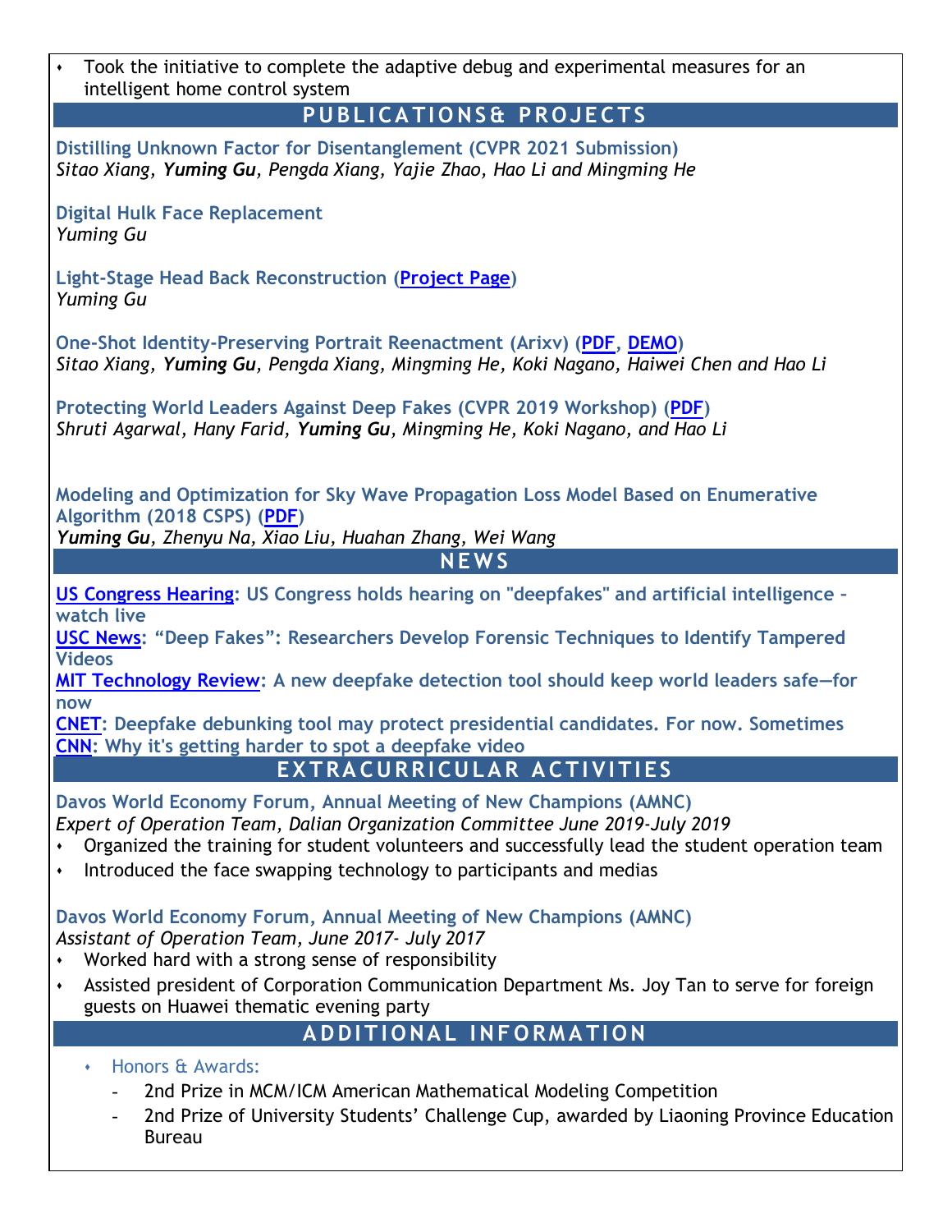- Took the initiative to complete the adaptive debug and experimental measures for an intelligent home control system

## PUBLICATIONS& PROJECTS

**Distilling Unknown Factor for Disentanglement (CVPR 2021 Submission)**
*Sitao Xiang, **Yuming Gu**, Pengda Xiang, Yajie Zhao, Hao Li and Mingming He*

**Digital Hulk Face Replacement**
*Yuming Gu*

**Light-Stage Head Back Reconstruction (Project Page)**
*Yuming Gu*

**One-Shot Identity-Preserving Portrait Reenactment (Arixv) (PDF, DEMO)**
*Sitao Xiang, **Yuming Gu**, Pengda Xiang, Mingming He, Koki Nagano, Haiwei Chen and Hao Li*

**Protecting World Leaders Against Deep Fakes (CVPR 2019 Workshop) (PDF)**
*Shruti Agarwal, Hany Farid, **Yuming Gu**, Mingming He, Koki Nagano, and Hao Li*

**Modeling and Optimization for Sky Wave Propagation Loss Model Based on Enumerative Algorithm (2018 CSPS) (PDF)**
***Yuming Gu**, Zhenyu Na, Xiao Liu, Huahan Zhang, Wei Wang*

## NEWS

**US Congress Hearing: US Congress holds hearing on "deepfakes" and artificial intelligence – watch live**
**USC News: "Deep Fakes": Researchers Develop Forensic Techniques to Identify Tampered Videos**
**MIT Technology Review: A new deepfake detection tool should keep world leaders safe—for now**
**CNET: Deepfake debunking tool may protect presidential candidates. For now. Sometimes**
**CNN: Why it's getting harder to spot a deepfake video**

## EXTRACURRICULAR ACTIVITIES

**Davos World Economy Forum, Annual Meeting of New Champions (AMNC)**
*Expert of Operation Team, Dalian Organization Committee June 2019-July 2019*
- Organized the training for student volunteers and successfully lead the student operation team
- Introduced the face swapping technology to participants and medias

**Davos World Economy Forum, Annual Meeting of New Champions (AMNC)**
*Assistant of Operation Team, June 2017- July 2017*
- Worked hard with a strong sense of responsibility
- Assisted president of Corporation Communication Department Ms. Joy Tan to serve for foreign guests on Huawei thematic evening party

## ADDITIONAL INFORMATION

- Honors & Awards:
  - 2nd Prize in MCM/ICM American Mathematical Modeling Competition
  - 2nd Prize of University Students' Challenge Cup, awarded by Liaoning Province Education Bureau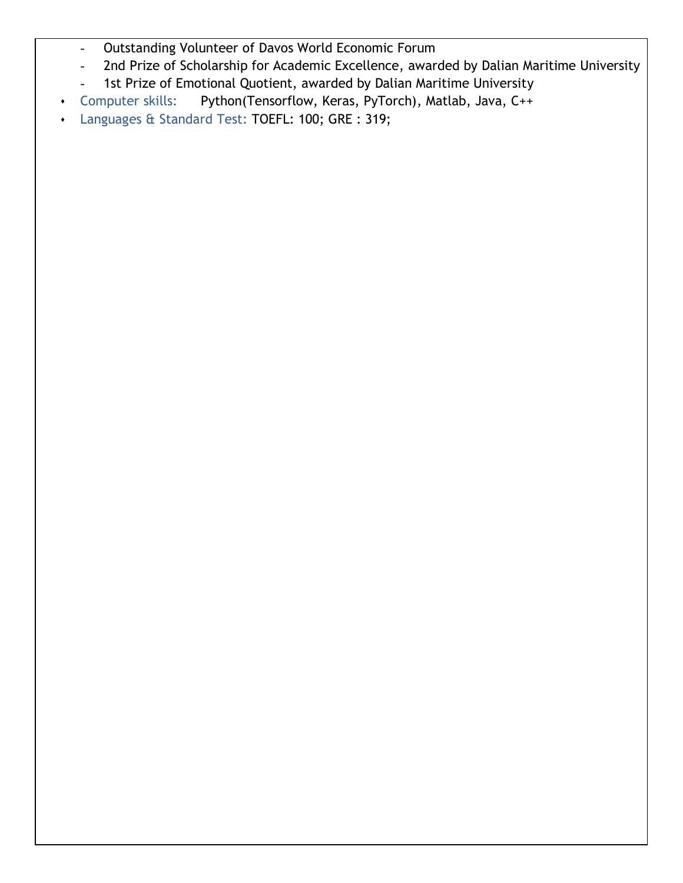- Outstanding Volunteer of Davos World Economic Forum
- 2nd Prize of Scholarship for Academic Excellence, awarded by Dalian Maritime University
- 1st Prize of Emotional Quotient, awarded by Dalian Maritime University

- Computer skills: Python(Tensorflow, Keras, PyTorch), Matlab, Java, C++
- Languages & Standard Test: TOEFL: 100; GRE : 319;